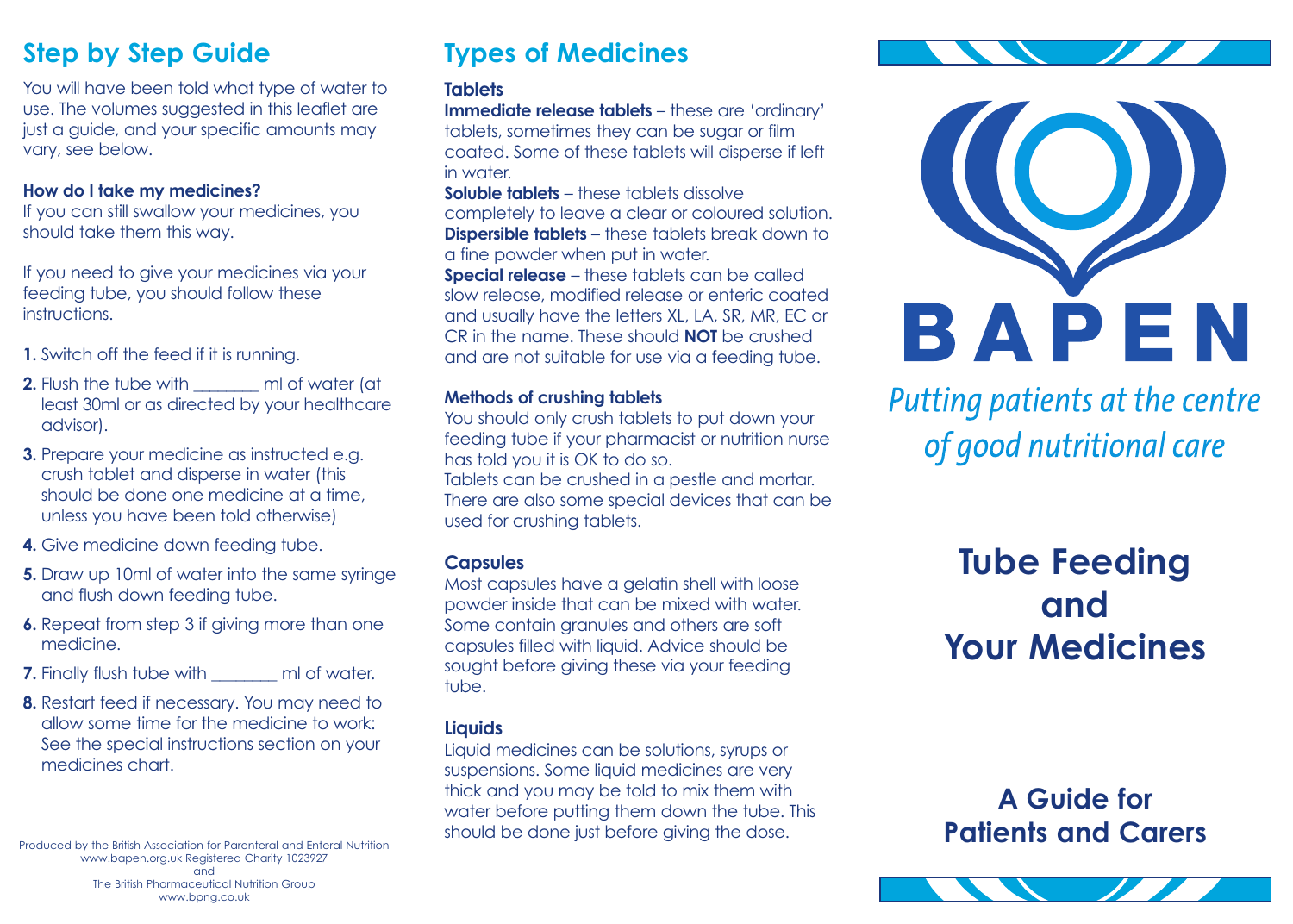## Step by Step Guide

You will have been told what type of water to use. The volumes suggested in this leaflet are just a guide, and your specific amounts may vary, see below.

**How do I take my medicines?**

If you can still swallow your medicines, you should take them this way.

If you need to give your medicines via your feeding tube, you should follow these instructions.

1. Switch off the feed if it is running.
2. Flush the tube with ________ ml of water (at least 30ml or as directed by your healthcare advisor).
3. Prepare your medicine as instructed e.g. crush tablet and disperse in water (this should be done one medicine at a time, unless you have been told otherwise)
4. Give medicine down feeding tube.
5. Draw up 10ml of water into the same syringe and flush down feeding tube.
6. Repeat from step 3 if giving more than one medicine.
7. Finally flush tube with ________ ml of water.
8. Restart feed if necessary. You may need to allow some time for the medicine to work: See the special instructions section on your medicines chart.

Produced by the British Association for Parenteral and Enteral Nutrition
www.bapen.org.uk Registered Charity 1023927
and
The British Pharmaceutical Nutrition Group
www.bpng.co.uk

## Types of Medicines

### Tablets

**Immediate release tablets** – these are 'ordinary' tablets, sometimes they can be sugar or film coated. Some of these tablets will disperse if left in water.

**Soluble tablets** – these tablets dissolve completely to leave a clear or coloured solution.

**Dispersible tablets** – these tablets break down to a fine powder when put in water.

**Special release** – these tablets can be called slow release, modified release or enteric coated and usually have the letters XL, LA, SR, MR, EC or CR in the name. These should **NOT** be crushed and are not suitable for use via a feeding tube.

**Methods of crushing tablets**

You should only crush tablets to put down your feeding tube if your pharmacist or nutrition nurse has told you it is OK to do so.
Tablets can be crushed in a pestle and mortar. There are also some special devices that can be used for crushing tablets.

### Capsules

Most capsules have a gelatin shell with loose powder inside that can be mixed with water. Some contain granules and others are soft capsules filled with liquid. Advice should be sought before giving these via your feeding tube.

### Liquids

Liquid medicines can be solutions, syrups or suspensions. Some liquid medicines are very thick and you may be told to mix them with water before putting them down the tube. This should be done just before giving the dose.

**BAPEN**

*Putting patients at the centre of good nutritional care*

# Tube Feeding and Your Medicines

## A Guide for Patients and Carers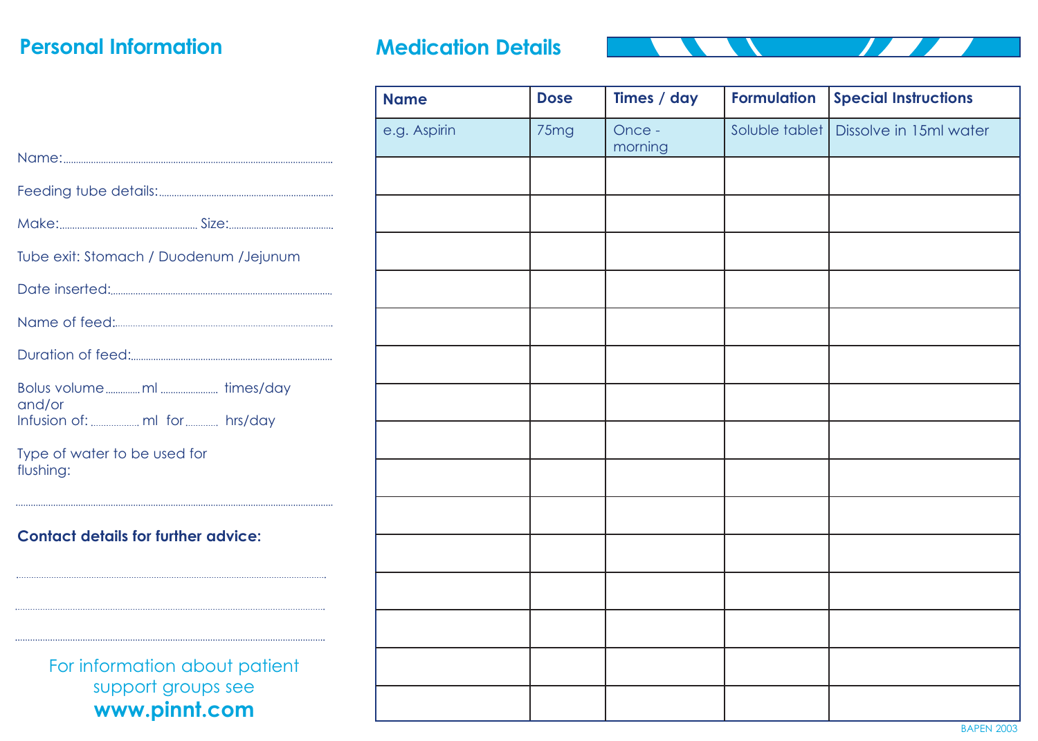## Personal Information

Name:...........................................................................................................

Feeding tube details:......................................................................

Make:....................................................... Size:.........................................

Tube exit: Stomach / Duodenum /Jejunum

Date inserted:...........................................................................................

Name of feed:...........................................................................................

Duration of feed:....................................................................................

Bolus volume.............. ml ...................... times/day
and/or
Infusion of: .................. ml for............ hrs/day

Type of water to be used for flushing:

...........................................................................................................................

**Contact details for further advice:**

...........................................................................................................................

...........................................................................................................................

...........................................................................................................................

For information about patient support groups see **www.pinnt.com**

## Medication Details

| Name | Dose | Times / day | Formulation | Special Instructions |
|---|---|---|---|---|
| e.g. Aspirin | 75mg | Once - morning | Soluble tablet | Dissolve in 15ml water |
| | | | | |
| | | | | |
| | | | | |
| | | | | |
| | | | | |
| | | | | |
| | | | | |
| | | | | |
| | | | | |
| | | | | |
| | | | | |
| | | | | |
| | | | | |
| | | | | |
| | | | | |

BAPEN 2003